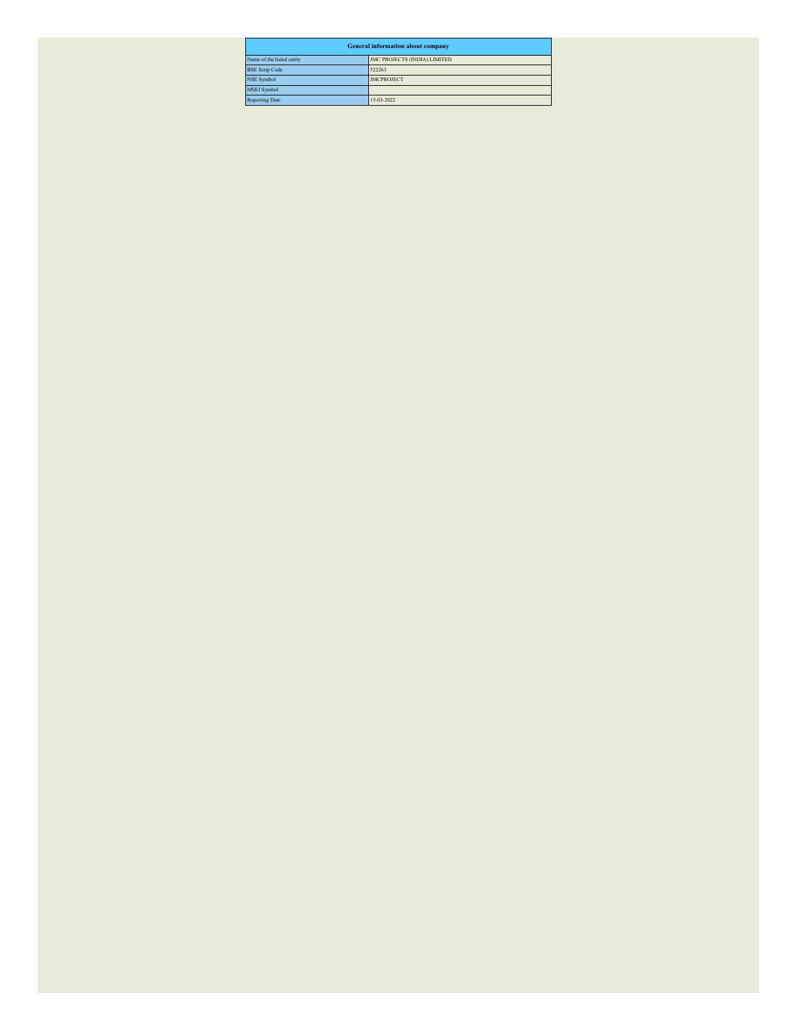| General information about company | |
|---|---|
| Name of the listed entity | JMC PROJECTS (INDIA) LIMITED |
| BSE Scrip Code | 522263 |
| NSE Symbol | JMCPROJECT |
| MSEI Symbol | |
| Reporting Date | 15-03-2022 |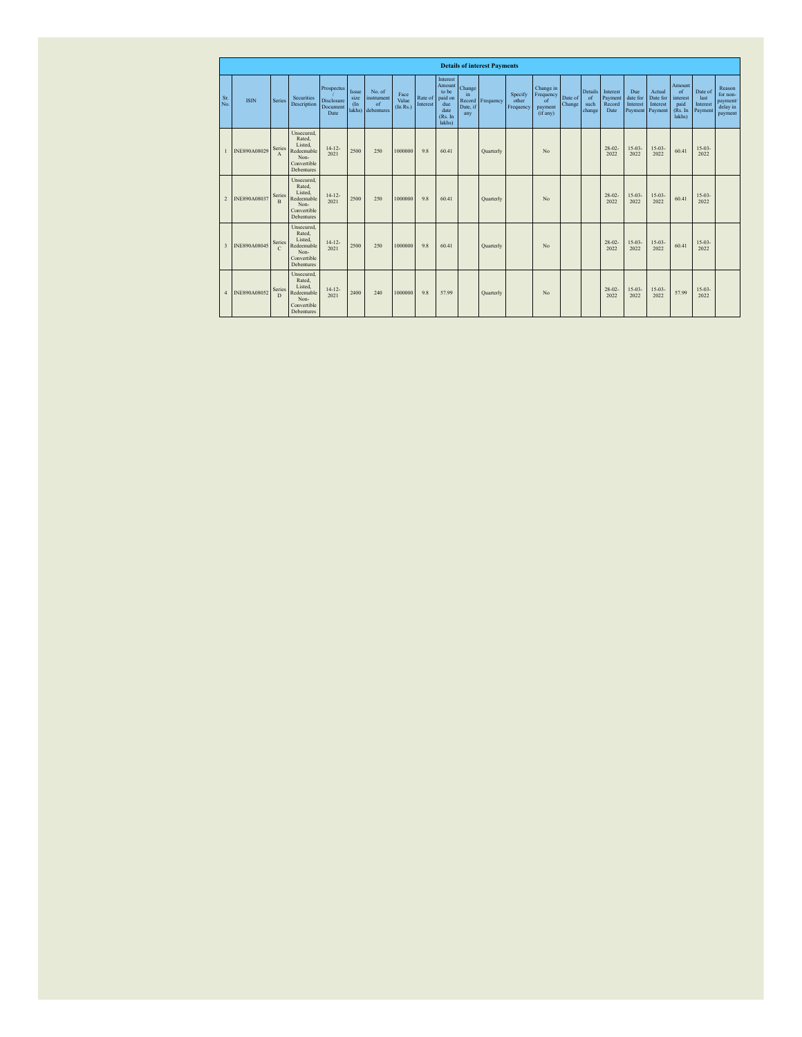| Details of interest Payments | | | | | | | | | | | | | | | | | | | | | | |
|---|---|---|---|---|---|---|---|---|---|---|---|---|---|---|---|---|---|---|---|---|---|---|
| Sr. No. | ISIN | Series | Securities Description | Prospectus / Disclosure Document Date | Issue size (In lakhs) | No. of instrument of debentures | Face Value (In Rs.) | Rate of Interest | Interest Amount to be paid on due date (Rs. In lakhs) | Change in Record Date, if any | Frequency | Specify other Frequency | Change in Frequency of payment (if any) | Date of Change | Details of such change | Interest Payment Record Date | Due date for Interest Payment | Actual Date for Interest Payment | Amount of interest paid (Rs. In lakhs) | Date of last Interest Payment | Reason for non-payment/ delay in payment |
| 1 | INE890A08029 | Series A | Unsecured, Rated, Listed, Redeemable Non-Convertible Debentures | 14-12-2021 | 2500 | 250 | 1000000 | 9.8 | 60.41 | | Quarterly | | No | | | 28-02-2022 | 15-03-2022 | 15-03-2022 | 60.41 | 15-03-2022 | |
| 2 | INE890A08037 | Series B | Unsecured, Rated, Listed, Redeemable Non-Convertible Debentures | 14-12-2021 | 2500 | 250 | 1000000 | 9.8 | 60.41 | | Quarterly | | No | | | 28-02-2022 | 15-03-2022 | 15-03-2022 | 60.41 | 15-03-2022 | |
| 3 | INE890A08045 | Series C | Unsecured, Rated, Listed, Redeemable Non-Convertible Debentures | 14-12-2021 | 2500 | 250 | 1000000 | 9.8 | 60.41 | | Quarterly | | No | | | 28-02-2022 | 15-03-2022 | 15-03-2022 | 60.41 | 15-03-2022 | |
| 4 | INE890A08052 | Series D | Unsecured, Rated, Listed, Redeemable Non-Convertible Debentures | 14-12-2021 | 2400 | 240 | 1000000 | 9.8 | 57.99 | | Quarterly | | No | | | 28-02-2022 | 15-03-2022 | 15-03-2022 | 57.99 | 15-03-2022 | |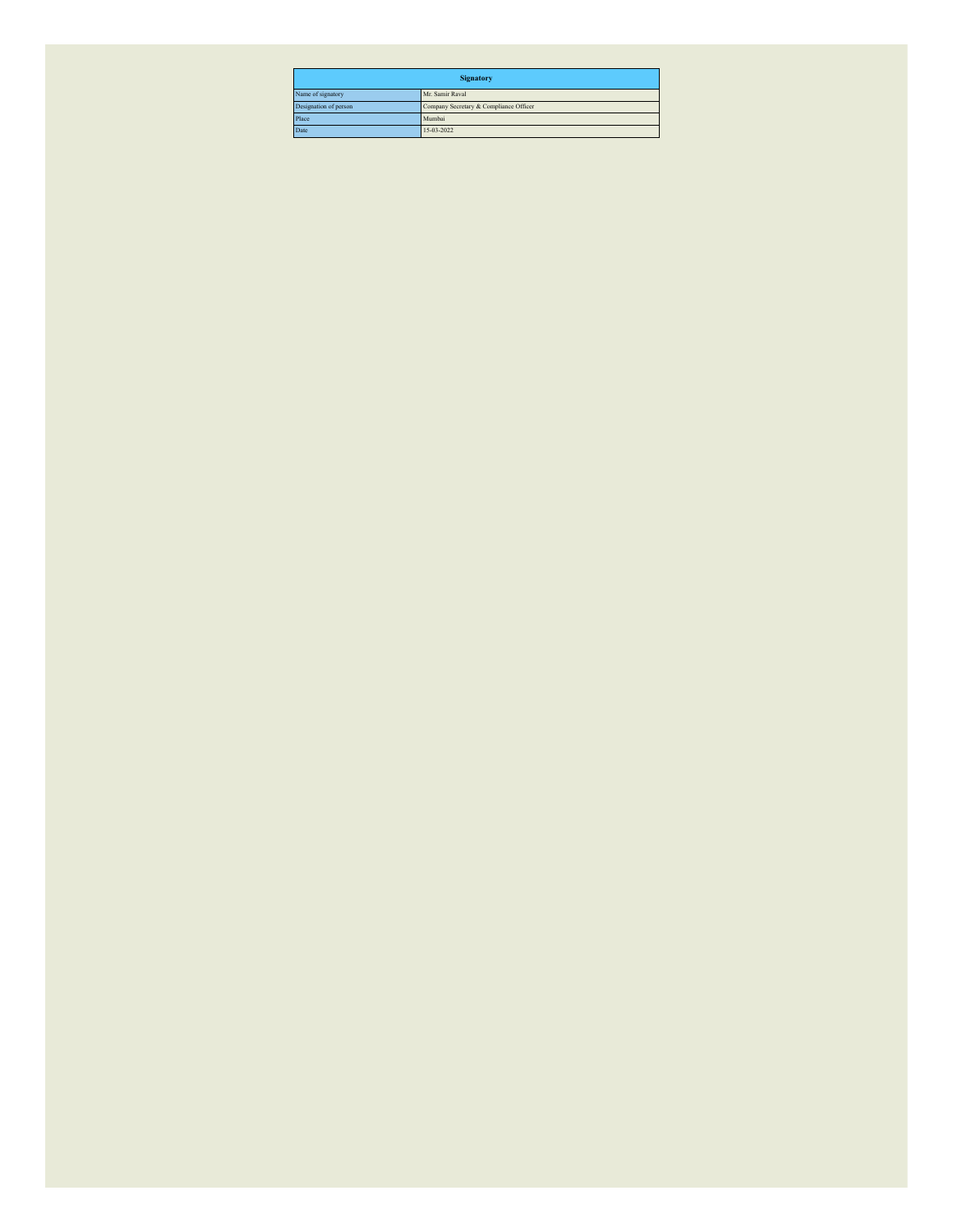| Signatory | |
|---|---|
| Name of signatory | Mr. Samir Raval |
| Designation of person | Company Secretary & Compliance Officer |
| Place | Mumbai |
| Date | 15-03-2022 |